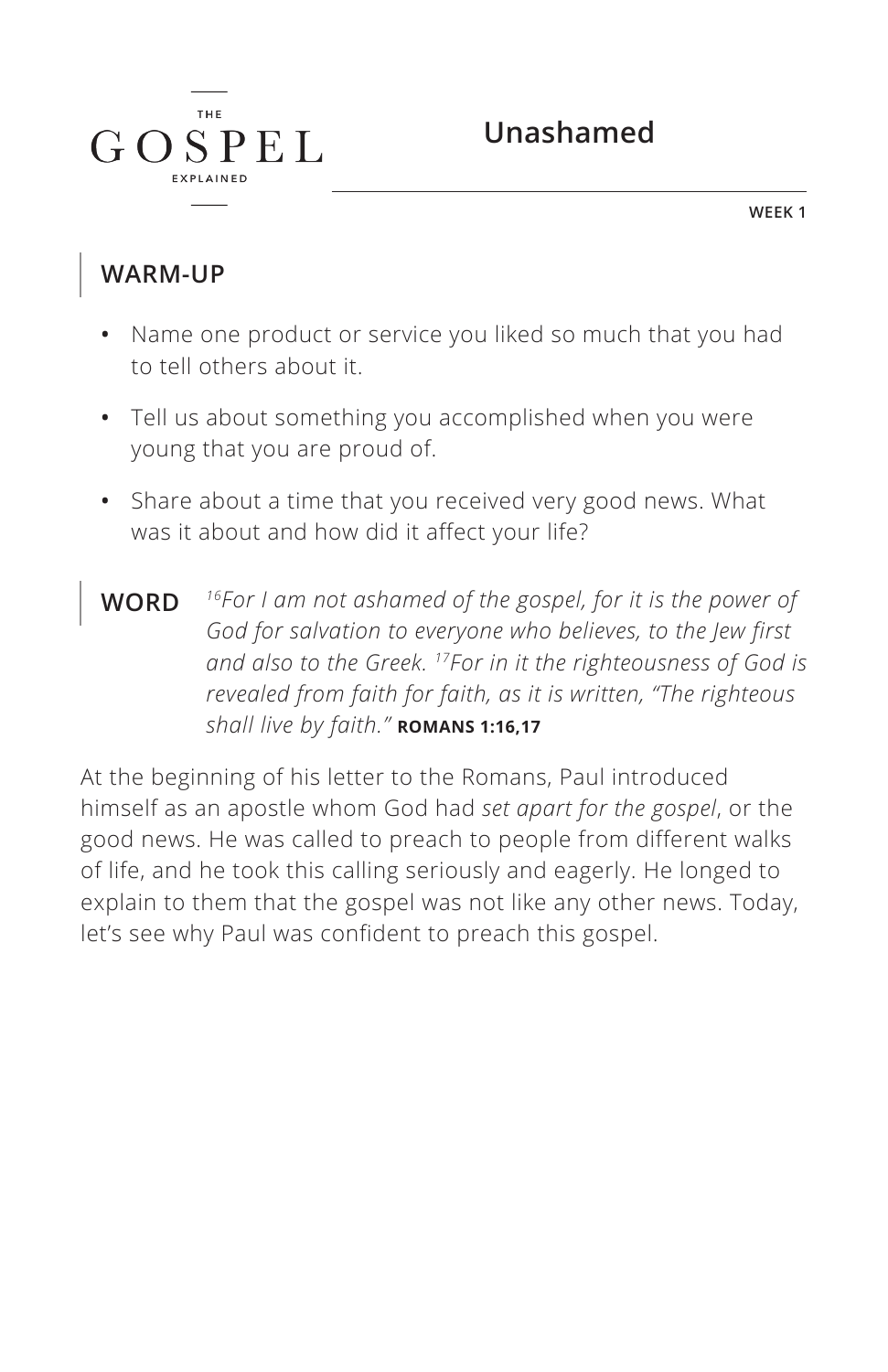THE GOSPEL EXPLAINED

# Unashamed

WEEK 1

## WARM-UP

- Name one product or service you liked so much that you had to tell others about it.
- Tell us about something you accomplished when you were young that you are proud of.
- Share about a time that you received very good news. What was it about and how did it affect your life?

## WORD

*[16]For I am not ashamed of the gospel, for it is the power of God for salvation to everyone who believes, to the Jew first and also to the Greek. [17]For in it the righteousness of God is revealed from faith for faith, as it is written, "The righteous shall live by faith."* **ROMANS 1:16,17**

At the beginning of his letter to the Romans, Paul introduced himself as an apostle whom God had *set apart for the gospel*, or the good news. He was called to preach to people from different walks of life, and he took this calling seriously and eagerly. He longed to explain to them that the gospel was not like any other news. Today, let's see why Paul was confident to preach this gospel.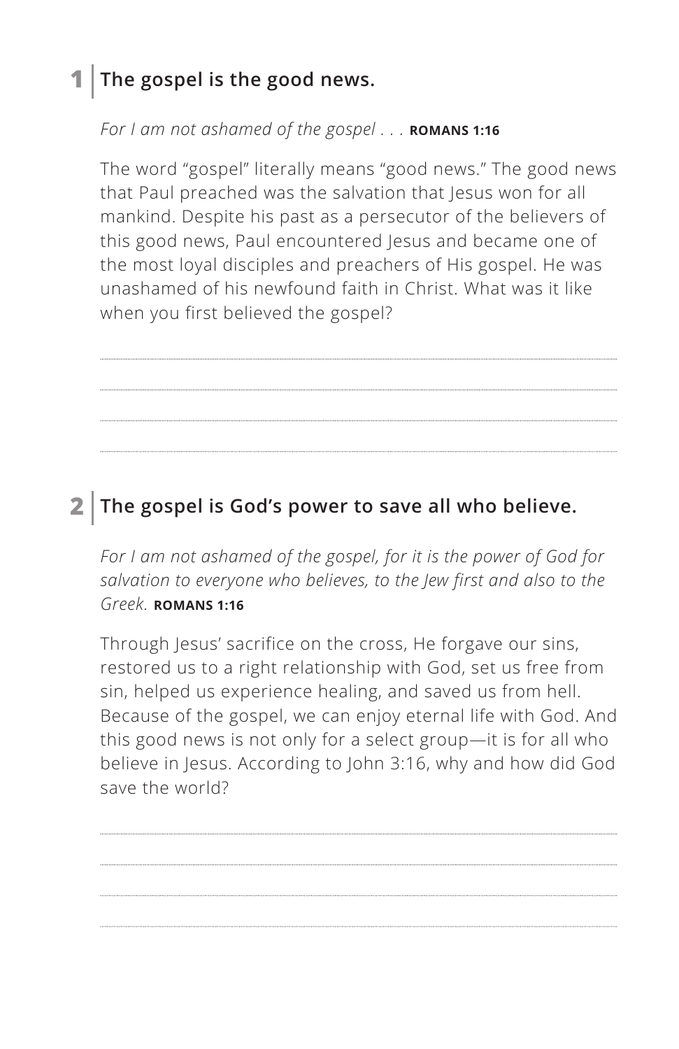## 1 | The gospel is the good news.

*For I am not ashamed of the gospel . . .* **ROMANS 1:16**

The word "gospel" literally means "good news." The good news that Paul preached was the salvation that Jesus won for all mankind. Despite his past as a persecutor of the believers of this good news, Paul encountered Jesus and became one of the most loyal disciples and preachers of His gospel. He was unashamed of his newfound faith in Christ. What was it like when you first believed the gospel?

## 2 | The gospel is God's power to save all who believe.

*For I am not ashamed of the gospel, for it is the power of God for salvation to everyone who believes, to the Jew first and also to the Greek.* **ROMANS 1:16**

Through Jesus' sacrifice on the cross, He forgave our sins, restored us to a right relationship with God, set us free from sin, helped us experience healing, and saved us from hell. Because of the gospel, we can enjoy eternal life with God. And this good news is not only for a select group—it is for all who believe in Jesus. According to John 3:16, why and how did God save the world?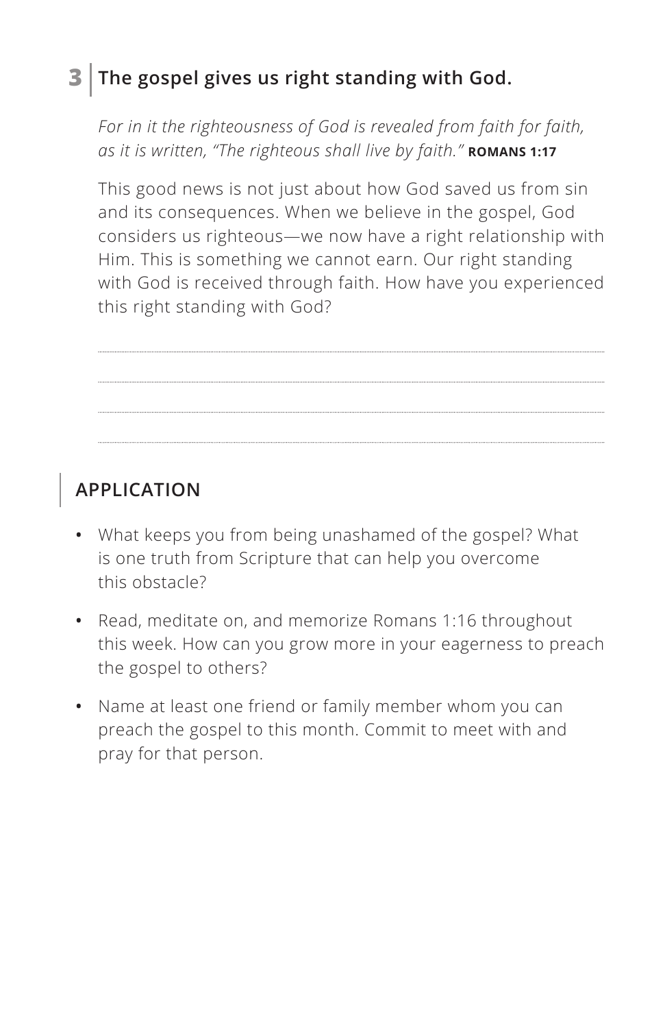## 3 | The gospel gives us right standing with God.

*For in it the righteousness of God is revealed from faith for faith, as it is written, "The righteous shall live by faith."* **ROMANS 1:17**

This good news is not just about how God saved us from sin and its consequences. When we believe in the gospel, God considers us righteous—we now have a right relationship with Him. This is something we cannot earn. Our right standing with God is received through faith. How have you experienced this right standing with God?

## APPLICATION

- What keeps you from being unashamed of the gospel? What is one truth from Scripture that can help you overcome this obstacle?
- Read, meditate on, and memorize Romans 1:16 throughout this week. How can you grow more in your eagerness to preach the gospel to others?
- Name at least one friend or family member whom you can preach the gospel to this month. Commit to meet with and pray for that person.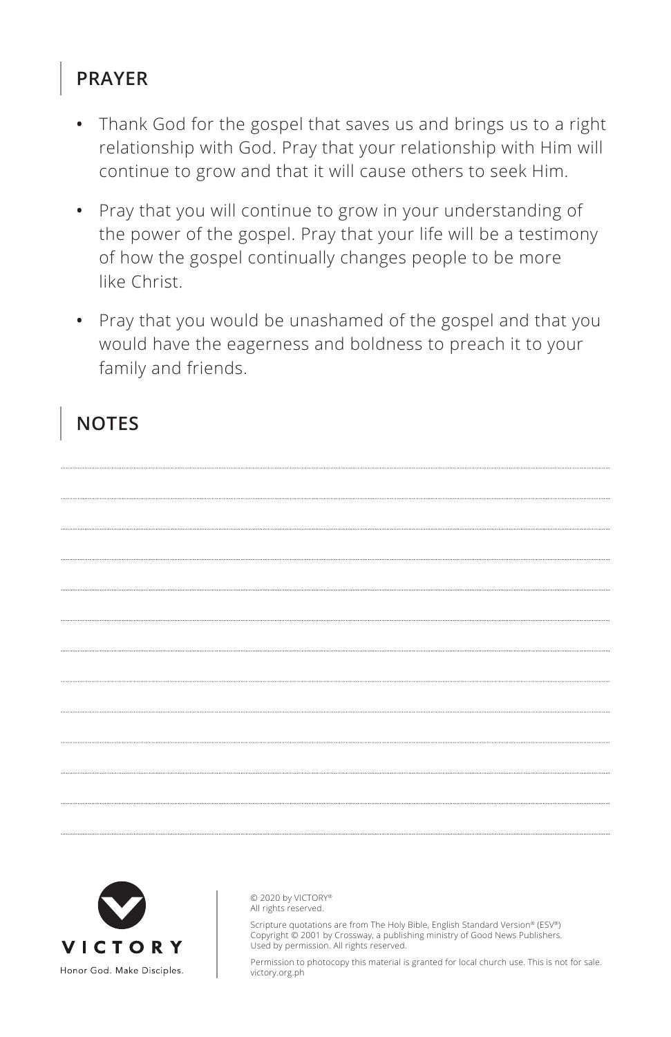## PRAYER

- Thank God for the gospel that saves us and brings us to a right relationship with God. Pray that your relationship with Him will continue to grow and that it will cause others to seek Him.
- Pray that you will continue to grow in your understanding of the power of the gospel. Pray that your life will be a testimony of how the gospel continually changes people to be more like Christ.
- Pray that you would be unashamed of the gospel and that you would have the eagerness and boldness to preach it to your family and friends.

## NOTES

VICTORY

Honor God. Make Disciples.

© 2020 by VICTORY®
All rights reserved.

Scripture quotations are from The Holy Bible, English Standard Version® (ESV®) Copyright © 2001 by Crossway, a publishing ministry of Good News Publishers. Used by permission. All rights reserved.

Permission to photocopy this material is granted for local church use. This is not for sale.
victory.org.ph